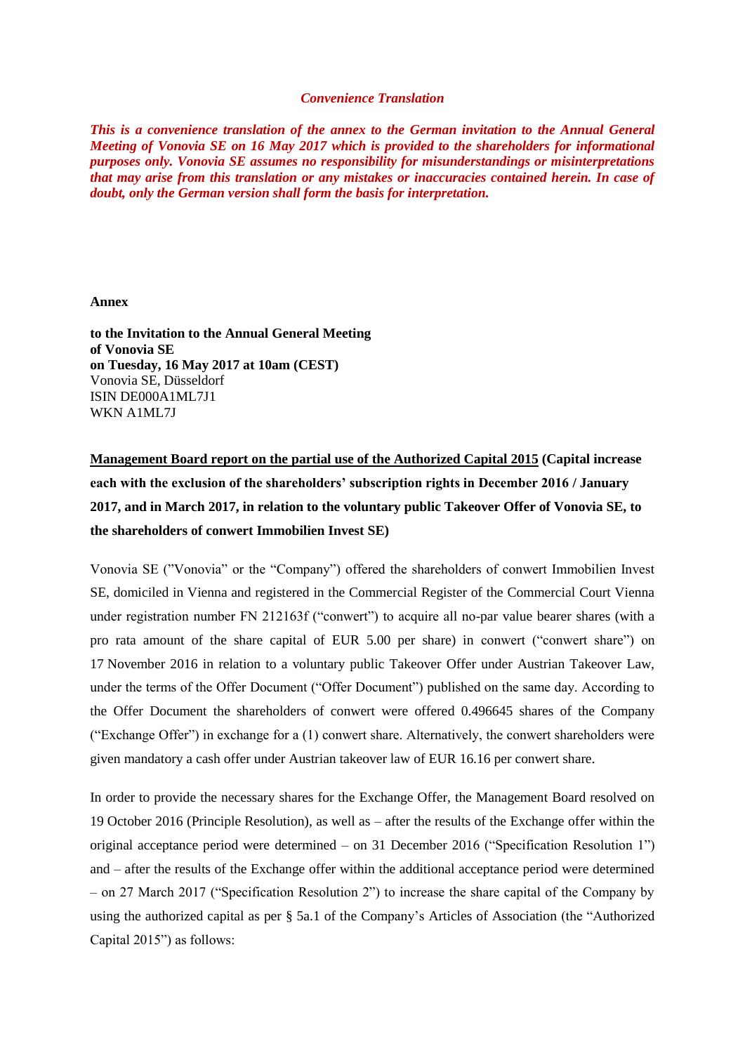*Convenience Translation*

***This is a convenience translation of the annex to the German invitation to the Annual General Meeting of Vonovia SE on 16 May 2017 which is provided to the shareholders for informational purposes only. Vonovia SE assumes no responsibility for misunderstandings or misinterpretations that may arise from this translation or any mistakes or inaccuracies contained herein. In case of doubt, only the German version shall form the basis for interpretation.***

**Annex**

**to the Invitation to the Annual General Meeting**
**of Vonovia SE**
**on Tuesday, 16 May 2017 at 10am (CEST)**
Vonovia SE, Düsseldorf
ISIN DE000A1ML7J1
WKN A1ML7J

**Management Board report on the partial use of the Authorized Capital 2015 (Capital increase each with the exclusion of the shareholders' subscription rights in December 2016 / January 2017, and in March 2017, in relation to the voluntary public Takeover Offer of Vonovia SE, to the shareholders of conwert Immobilien Invest SE)**

Vonovia SE ("Vonovia" or the "Company") offered the shareholders of conwert Immobilien Invest SE, domiciled in Vienna and registered in the Commercial Register of the Commercial Court Vienna under registration number FN 212163f ("conwert") to acquire all no-par value bearer shares (with a pro rata amount of the share capital of EUR 5.00 per share) in conwert ("conwert share") on 17 November 2016 in relation to a voluntary public Takeover Offer under Austrian Takeover Law, under the terms of the Offer Document ("Offer Document") published on the same day. According to the Offer Document the shareholders of conwert were offered 0.496645 shares of the Company ("Exchange Offer") in exchange for a (1) conwert share. Alternatively, the conwert shareholders were given mandatory a cash offer under Austrian takeover law of EUR 16.16 per conwert share.

In order to provide the necessary shares for the Exchange Offer, the Management Board resolved on 19 October 2016 (Principle Resolution), as well as – after the results of the Exchange offer within the original acceptance period were determined – on 31 December 2016 ("Specification Resolution 1") and – after the results of the Exchange offer within the additional acceptance period were determined – on 27 March 2017 ("Specification Resolution 2") to increase the share capital of the Company by using the authorized capital as per § 5a.1 of the Company's Articles of Association (the "Authorized Capital 2015") as follows: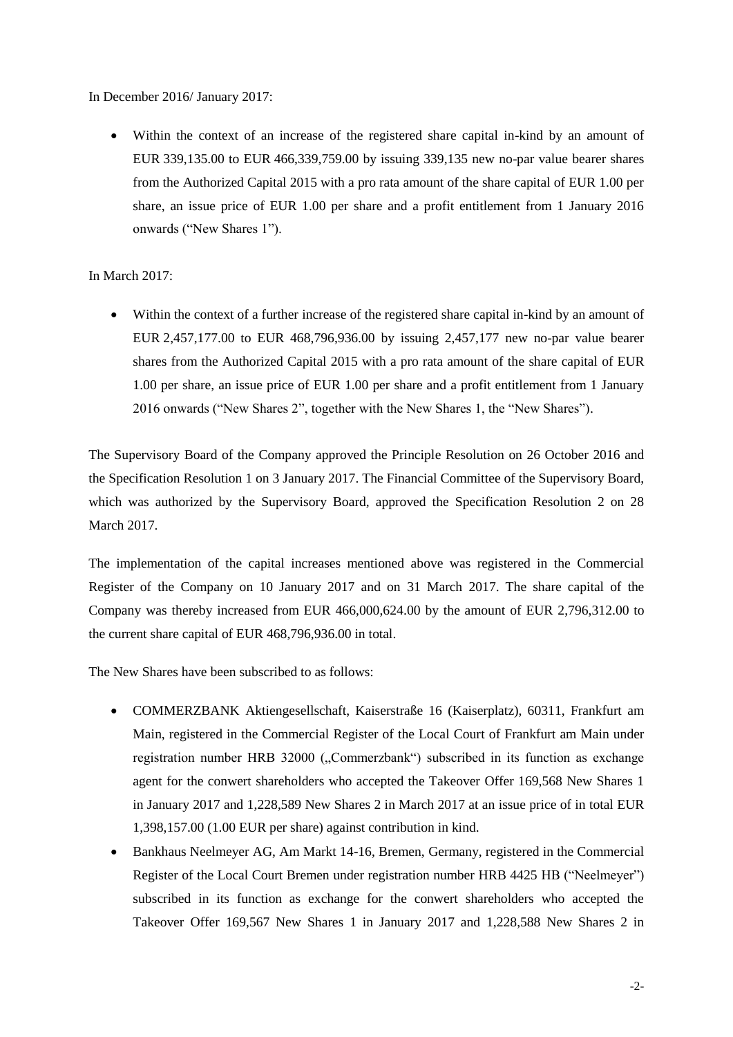In December 2016/ January 2017:

- Within the context of an increase of the registered share capital in-kind by an amount of EUR 339,135.00 to EUR 466,339,759.00 by issuing 339,135 new no-par value bearer shares from the Authorized Capital 2015 with a pro rata amount of the share capital of EUR 1.00 per share, an issue price of EUR 1.00 per share and a profit entitlement from 1 January 2016 onwards ("New Shares 1").

In March 2017:

- Within the context of a further increase of the registered share capital in-kind by an amount of EUR 2,457,177.00 to EUR 468,796,936.00 by issuing 2,457,177 new no-par value bearer shares from the Authorized Capital 2015 with a pro rata amount of the share capital of EUR 1.00 per share, an issue price of EUR 1.00 per share and a profit entitlement from 1 January 2016 onwards ("New Shares 2", together with the New Shares 1, the "New Shares").

The Supervisory Board of the Company approved the Principle Resolution on 26 October 2016 and the Specification Resolution 1 on 3 January 2017. The Financial Committee of the Supervisory Board, which was authorized by the Supervisory Board, approved the Specification Resolution 2 on 28 March 2017.

The implementation of the capital increases mentioned above was registered in the Commercial Register of the Company on 10 January 2017 and on 31 March 2017. The share capital of the Company was thereby increased from EUR 466,000,624.00 by the amount of EUR 2,796,312.00 to the current share capital of EUR 468,796,936.00 in total.

The New Shares have been subscribed to as follows:

- COMMERZBANK Aktiengesellschaft, Kaiserstraße 16 (Kaiserplatz), 60311, Frankfurt am Main, registered in the Commercial Register of the Local Court of Frankfurt am Main under registration number HRB 32000 („Commerzbank") subscribed in its function as exchange agent for the conwert shareholders who accepted the Takeover Offer 169,568 New Shares 1 in January 2017 and 1,228,589 New Shares 2 in March 2017 at an issue price of in total EUR 1,398,157.00 (1.00 EUR per share) against contribution in kind.
- Bankhaus Neelmeyer AG, Am Markt 14-16, Bremen, Germany, registered in the Commercial Register of the Local Court Bremen under registration number HRB 4425 HB ("Neelmeyer") subscribed in its function as exchange for the conwert shareholders who accepted the Takeover Offer 169,567 New Shares 1 in January 2017 and 1,228,588 New Shares 2 in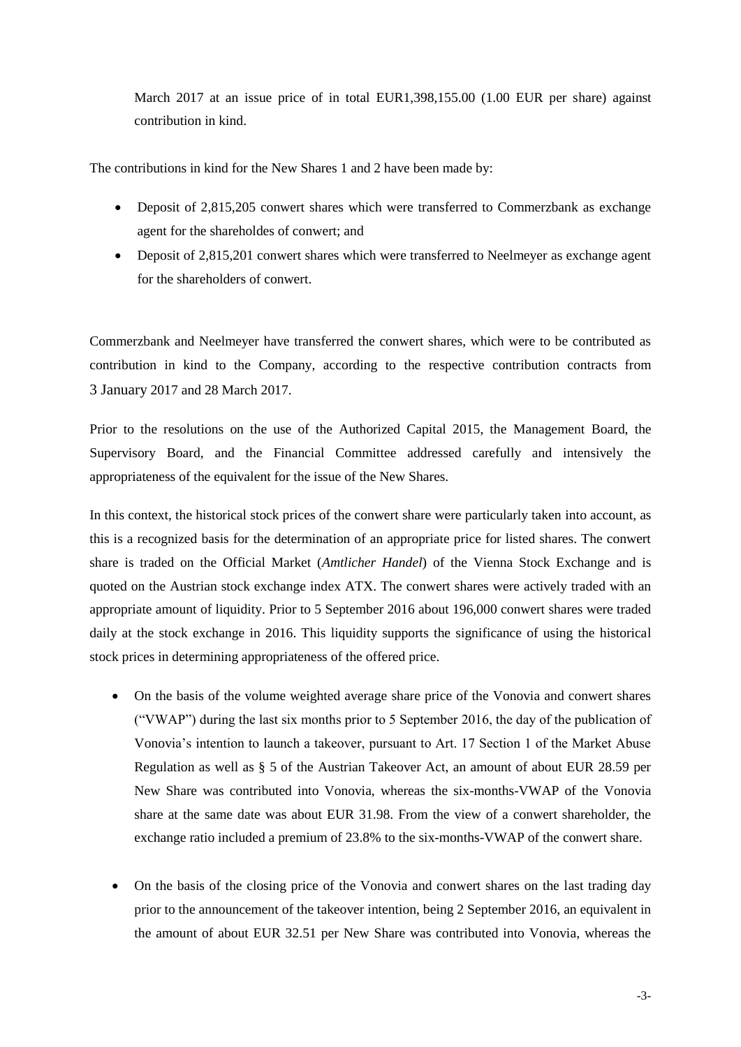March 2017 at an issue price of in total EUR1,398,155.00 (1.00 EUR per share) against contribution in kind.

The contributions in kind for the New Shares 1 and 2 have been made by:

- Deposit of 2,815,205 conwert shares which were transferred to Commerzbank as exchange agent for the shareholdes of conwert; and
- Deposit of 2,815,201 conwert shares which were transferred to Neelmeyer as exchange agent for the shareholders of conwert.

Commerzbank and Neelmeyer have transferred the conwert shares, which were to be contributed as contribution in kind to the Company, according to the respective contribution contracts from 3 January 2017 and 28 March 2017.

Prior to the resolutions on the use of the Authorized Capital 2015, the Management Board, the Supervisory Board, and the Financial Committee addressed carefully and intensively the appropriateness of the equivalent for the issue of the New Shares.

In this context, the historical stock prices of the conwert share were particularly taken into account, as this is a recognized basis for the determination of an appropriate price for listed shares. The conwert share is traded on the Official Market (*Amtlicher Handel*) of the Vienna Stock Exchange and is quoted on the Austrian stock exchange index ATX. The conwert shares were actively traded with an appropriate amount of liquidity. Prior to 5 September 2016 about 196,000 conwert shares were traded daily at the stock exchange in 2016. This liquidity supports the significance of using the historical stock prices in determining appropriateness of the offered price.

- On the basis of the volume weighted average share price of the Vonovia and conwert shares ("VWAP") during the last six months prior to 5 September 2016, the day of the publication of Vonovia's intention to launch a takeover, pursuant to Art. 17 Section 1 of the Market Abuse Regulation as well as § 5 of the Austrian Takeover Act, an amount of about EUR 28.59 per New Share was contributed into Vonovia, whereas the six-months-VWAP of the Vonovia share at the same date was about EUR 31.98. From the view of a conwert shareholder, the exchange ratio included a premium of 23.8% to the six-months-VWAP of the conwert share.

- On the basis of the closing price of the Vonovia and conwert shares on the last trading day prior to the announcement of the takeover intention, being 2 September 2016, an equivalent in the amount of about EUR 32.51 per New Share was contributed into Vonovia, whereas the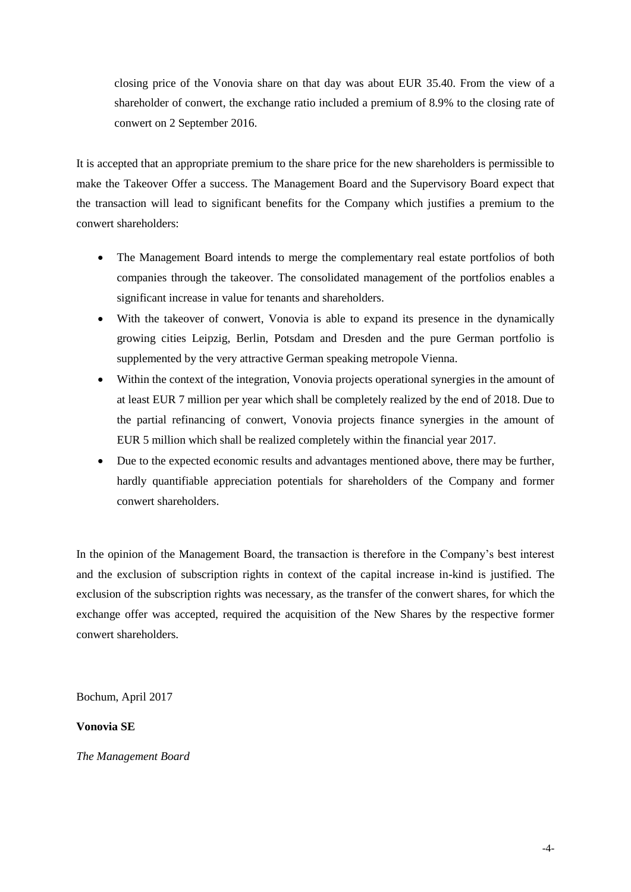closing price of the Vonovia share on that day was about EUR 35.40. From the view of a shareholder of conwert, the exchange ratio included a premium of 8.9% to the closing rate of conwert on 2 September 2016.

It is accepted that an appropriate premium to the share price for the new shareholders is permissible to make the Takeover Offer a success. The Management Board and the Supervisory Board expect that the transaction will lead to significant benefits for the Company which justifies a premium to the conwert shareholders:

- The Management Board intends to merge the complementary real estate portfolios of both companies through the takeover. The consolidated management of the portfolios enables a significant increase in value for tenants and shareholders.
- With the takeover of conwert, Vonovia is able to expand its presence in the dynamically growing cities Leipzig, Berlin, Potsdam and Dresden and the pure German portfolio is supplemented by the very attractive German speaking metropole Vienna.
- Within the context of the integration, Vonovia projects operational synergies in the amount of at least EUR 7 million per year which shall be completely realized by the end of 2018. Due to the partial refinancing of conwert, Vonovia projects finance synergies in the amount of EUR 5 million which shall be realized completely within the financial year 2017.
- Due to the expected economic results and advantages mentioned above, there may be further, hardly quantifiable appreciation potentials for shareholders of the Company and former conwert shareholders.

In the opinion of the Management Board, the transaction is therefore in the Company's best interest and the exclusion of subscription rights in context of the capital increase in-kind is justified. The exclusion of the subscription rights was necessary, as the transfer of the conwert shares, for which the exchange offer was accepted, required the acquisition of the New Shares by the respective former conwert shareholders.

Bochum, April 2017

**Vonovia SE**

*The Management Board*